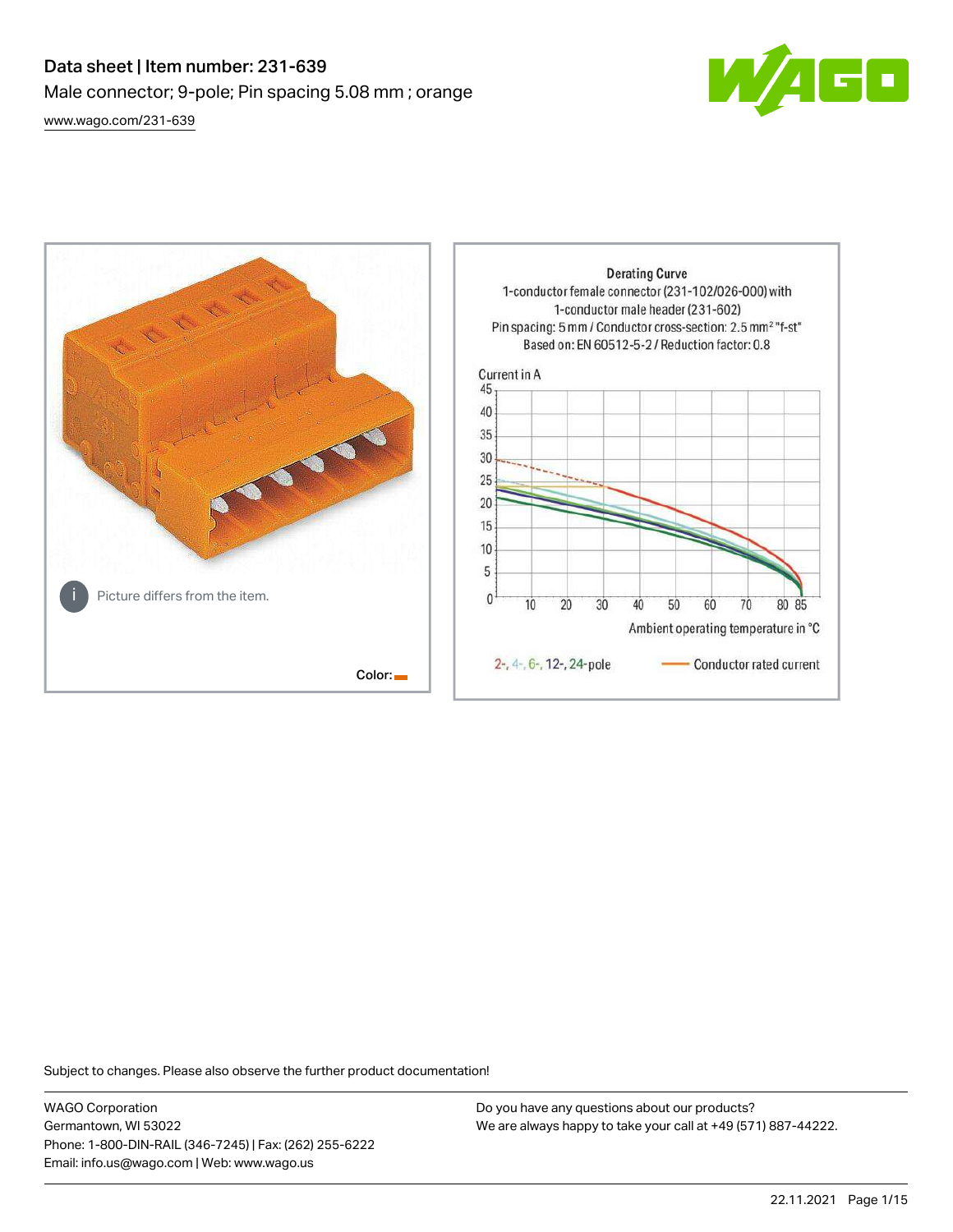# Data sheet | Item number: 231-639

Male connector; 9-pole; Pin spacing 5.08 mm ; orange

www.wago.com/231-639

Picture differs from the item.

Color:

Derating Curve
1-conductor female connector (231-102/026-000) with
1-conductor male header (231-602)
Pin spacing: 5 mm / Conductor cross-section: 2.5 mm² "f-st"
Based on: EN 60512-5-2 / Reduction factor: 0.8

Current in A

Ambient operating temperature in °C

2-, 4-, 6-, 12-, 24-pole — Conductor rated current

Subject to changes. Please also observe the further product documentation!

WAGO Corporation
Germantown, WI 53022
Phone: 1-800-DIN-RAIL (346-7245) | Fax: (262) 255-6222
Email: info.us@wago.com | Web: www.wago.us

Do you have any questions about our products?
We are always happy to take your call at +49 (571) 887-44222.

22.11.2021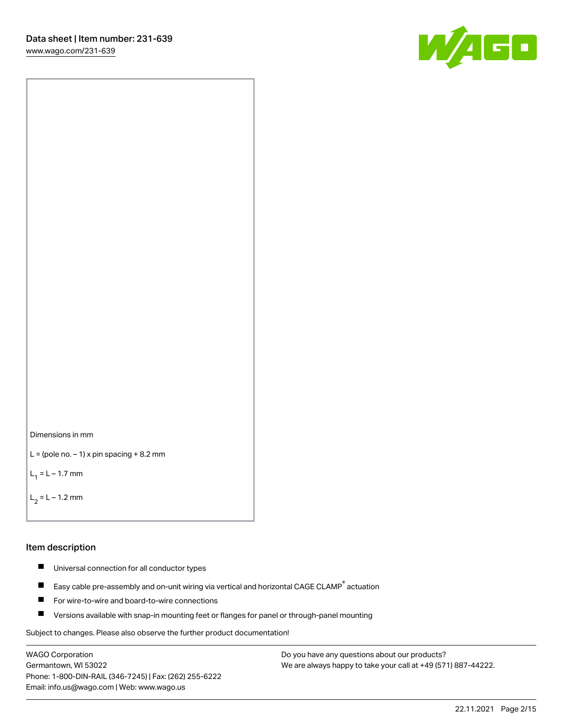Dimensions in mm

L = (pole no. – 1) x pin spacing + 8.2 mm

$L_1$ = L – 1.7 mm

$L_2$ = L – 1.2 mm

## Item description

- Universal connection for all conductor types
- Easy cable pre-assembly and on-unit wiring via vertical and horizontal CAGE CLAMP® actuation
- For wire-to-wire and board-to-wire connections
- Versions available with snap-in mounting feet or flanges for panel or through-panel mounting

Subject to changes. Please also observe the further product documentation!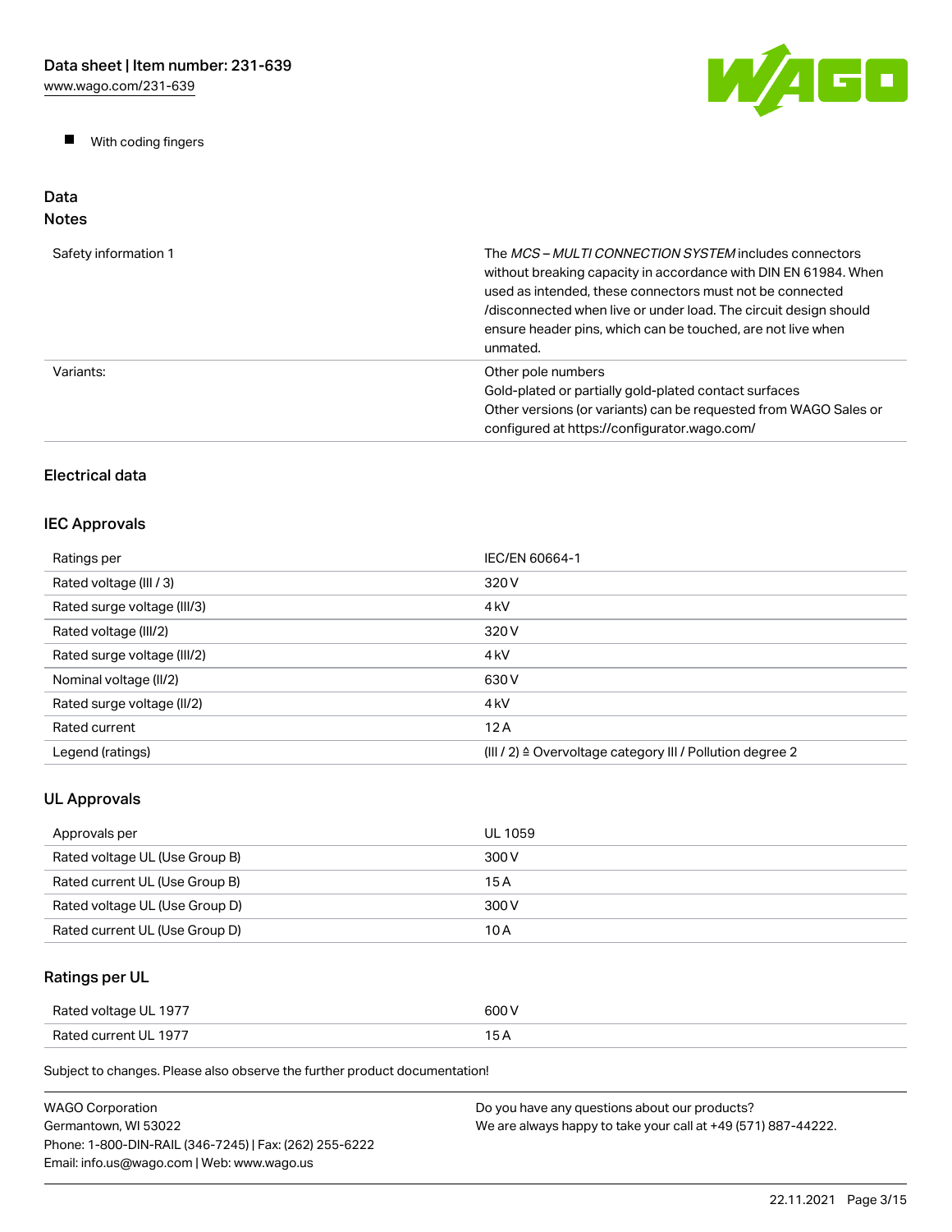- With coding fingers

## Data

### Notes

| | |
|---|---|
| Safety information 1 | The *MCS – MULTI CONNECTION SYSTEM* includes connectors without breaking capacity in accordance with DIN EN 61984. When used as intended, these connectors must not be connected /disconnected when live or under load. The circuit design should ensure header pins, which can be touched, are not live when unmated. |
| Variants: | Other pole numbers<br>Gold-plated or partially gold-plated contact surfaces<br>Other versions (or variants) can be requested from WAGO Sales or configured at https://configurator.wago.com/ |

### Electrical data

### IEC Approvals

| | |
|---|---|
| Ratings per | IEC/EN 60664-1 |
| Rated voltage (III / 3) | 320 V |
| Rated surge voltage (III/3) | 4 kV |
| Rated voltage (III/2) | 320 V |
| Rated surge voltage (III/2) | 4 kV |
| Nominal voltage (II/2) | 630 V |
| Rated surge voltage (II/2) | 4 kV |
| Rated current | 12 A |
| Legend (ratings) | (III / 2) ≙ Overvoltage category III / Pollution degree 2 |

### UL Approvals

| | |
|---|---|
| Approvals per | UL 1059 |
| Rated voltage UL (Use Group B) | 300 V |
| Rated current UL (Use Group B) | 15 A |
| Rated voltage UL (Use Group D) | 300 V |
| Rated current UL (Use Group D) | 10 A |

### Ratings per UL

| | |
|---|---|
| Rated voltage UL 1977 | 600 V |
| Rated current UL 1977 | 15 A |

Subject to changes. Please also observe the further product documentation!

WAGO Corporation
Germantown, WI 53022
Phone: 1-800-DIN-RAIL (346-7245) | Fax: (262) 255-6222
Email: info.us@wago.com | Web: www.wago.us

Do you have any questions about our products?
We are always happy to take your call at +49 (571) 887-44222.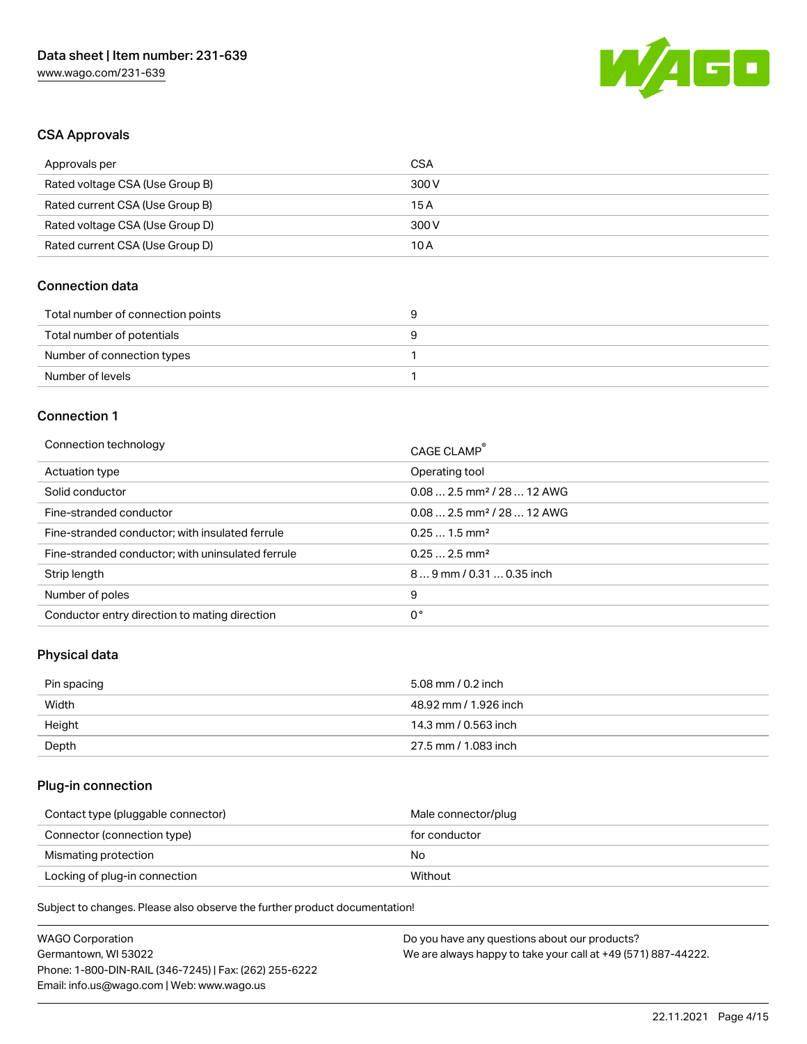## CSA Approvals

| Approvals per | CSA |
| --- | --- |
| Rated voltage CSA (Use Group B) | 300 V |
| Rated current CSA (Use Group B) | 15 A |
| Rated voltage CSA (Use Group D) | 300 V |
| Rated current CSA (Use Group D) | 10 A |

## Connection data

| Total number of connection points | 9 |
| --- | --- |
| Total number of potentials | 9 |
| Number of connection types | 1 |
| Number of levels | 1 |

## Connection 1

| Connection technology | CAGE CLAMP® |
| --- | --- |
| Actuation type | Operating tool |
| Solid conductor | 0.08 … 2.5 mm² / 28 … 12 AWG |
| Fine-stranded conductor | 0.08 … 2.5 mm² / 28 … 12 AWG |
| Fine-stranded conductor; with insulated ferrule | 0.25 … 1.5 mm² |
| Fine-stranded conductor; with uninsulated ferrule | 0.25 … 2.5 mm² |
| Strip length | 8 … 9 mm / 0.31 … 0.35 inch |
| Number of poles | 9 |
| Conductor entry direction to mating direction | 0 ° |

## Physical data

| Pin spacing | 5.08 mm / 0.2 inch |
| --- | --- |
| Width | 48.92 mm / 1.926 inch |
| Height | 14.3 mm / 0.563 inch |
| Depth | 27.5 mm / 1.083 inch |

## Plug-in connection

| Contact type (pluggable connector) | Male connector/plug |
| --- | --- |
| Connector (connection type) | for conductor |
| Mismatching protection | No |
| Locking of plug-in connection | Without |

Subject to changes. Please also observe the further product documentation!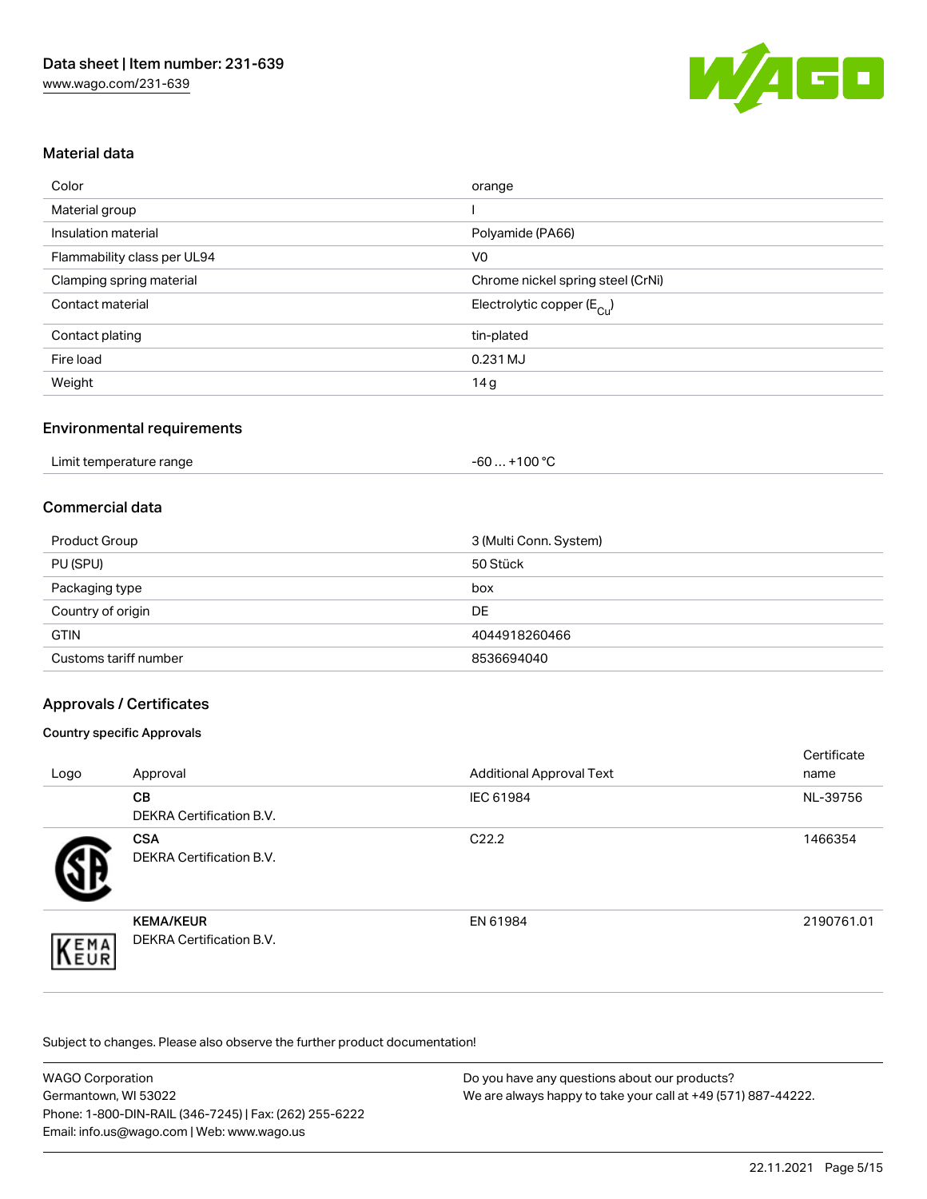## Material data

| | |
|---|---|
| Color | orange |
| Material group | I |
| Insulation material | Polyamide (PA66) |
| Flammability class per UL94 | V0 |
| Clamping spring material | Chrome nickel spring steel (CrNi) |
| Contact material | Electrolytic copper ($E_{Cu}$) |
| Contact plating | tin-plated |
| Fire load | 0.231 MJ |
| Weight | 14 g |

## Environmental requirements

| | |
|---|---|
| Limit temperature range | -60 … +100 °C |

## Commercial data

| | |
|---|---|
| Product Group | 3 (Multi Conn. System) |
| PU (SPU) | 50 Stück |
| Packaging type | box |
| Country of origin | DE |
| GTIN | 4044918260466 |
| Customs tariff number | 8536694040 |

## Approvals / Certificates

### Country specific Approvals

| Logo | Approval | Additional Approval Text | Certificate name |
|---|---|---|---|
| | **CB** DEKRA Certification B.V. | IEC 61984 | NL-39756 |
| | **CSA** DEKRA Certification B.V. | C22.2 | 1466354 |
| | **KEMA/KEUR** DEKRA Certification B.V. | EN 61984 | 2190761.01 |

Subject to changes. Please also observe the further product documentation!

WAGO Corporation
Germantown, WI 53022
Phone: 1-800-DIN-RAIL (346-7245) | Fax: (262) 255-6222
Email: info.us@wago.com | Web: www.wago.us

Do you have any questions about our products?
We are always happy to take your call at +49 (571) 887-44222.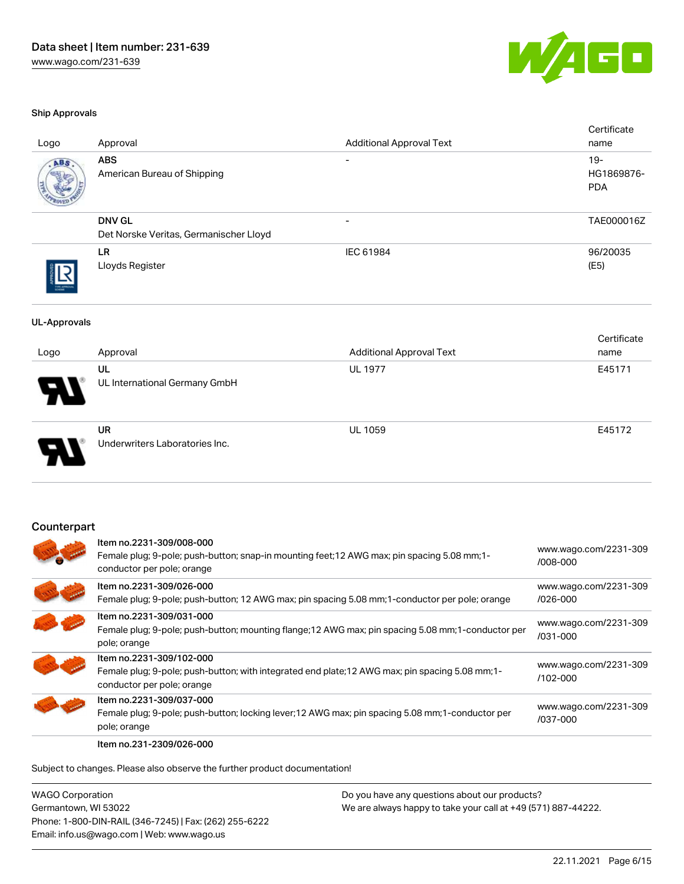### Ship Approvals

| Logo | Approval | Additional Approval Text | Certificate name |
|---|---|---|---|
| | **ABS**<br>American Bureau of Shipping | - | 19-HG1869876-PDA |
| | **DNV GL**<br>Det Norske Veritas, Germanischer Lloyd | - | TAE000016Z |
| | **LR**<br>Lloyds Register | IEC 61984 | 96/20035 (E5) |

### UL-Approvals

| Logo | Approval | Additional Approval Text | Certificate name |
|---|---|---|---|
| | **UL**<br>UL International Germany GmbH | UL 1977 | E45171 |
| | **UR**<br>Underwriters Laboratories Inc. | UL 1059 | E45172 |

## Counterpart

| Item | Link |
|---|---|
| Item no.2231-309/008-000<br>Female plug; 9-pole; push-button; snap-in mounting feet;12 AWG max; pin spacing 5.08 mm;1-conductor per pole; orange | www.wago.com/2231-309/008-000 |
| Item no.2231-309/026-000<br>Female plug; 9-pole; push-button; 12 AWG max; pin spacing 5.08 mm;1-conductor per pole; orange | www.wago.com/2231-309/026-000 |
| Item no.2231-309/031-000<br>Female plug; 9-pole; push-button; mounting flange;12 AWG max; pin spacing 5.08 mm;1-conductor per pole; orange | www.wago.com/2231-309/031-000 |
| Item no.2231-309/102-000<br>Female plug; 9-pole; push-button; with integrated end plate;12 AWG max; pin spacing 5.08 mm;1-conductor per pole; orange | www.wago.com/2231-309/102-000 |
| Item no.2231-309/037-000<br>Female plug; 9-pole; push-button; locking lever;12 AWG max; pin spacing 5.08 mm;1-conductor per pole; orange | www.wago.com/2231-309/037-000 |
| Item no.231-2309/026-000 | |

Subject to changes. Please also observe the further product documentation!

WAGO Corporation
Germantown, WI 53022
Phone: 1-800-DIN-RAIL (346-7245) | Fax: (262) 255-6222
Email: info.us@wago.com | Web: www.wago.us

Do you have any questions about our products?
We are always happy to take your call at +49 (571) 887-44222.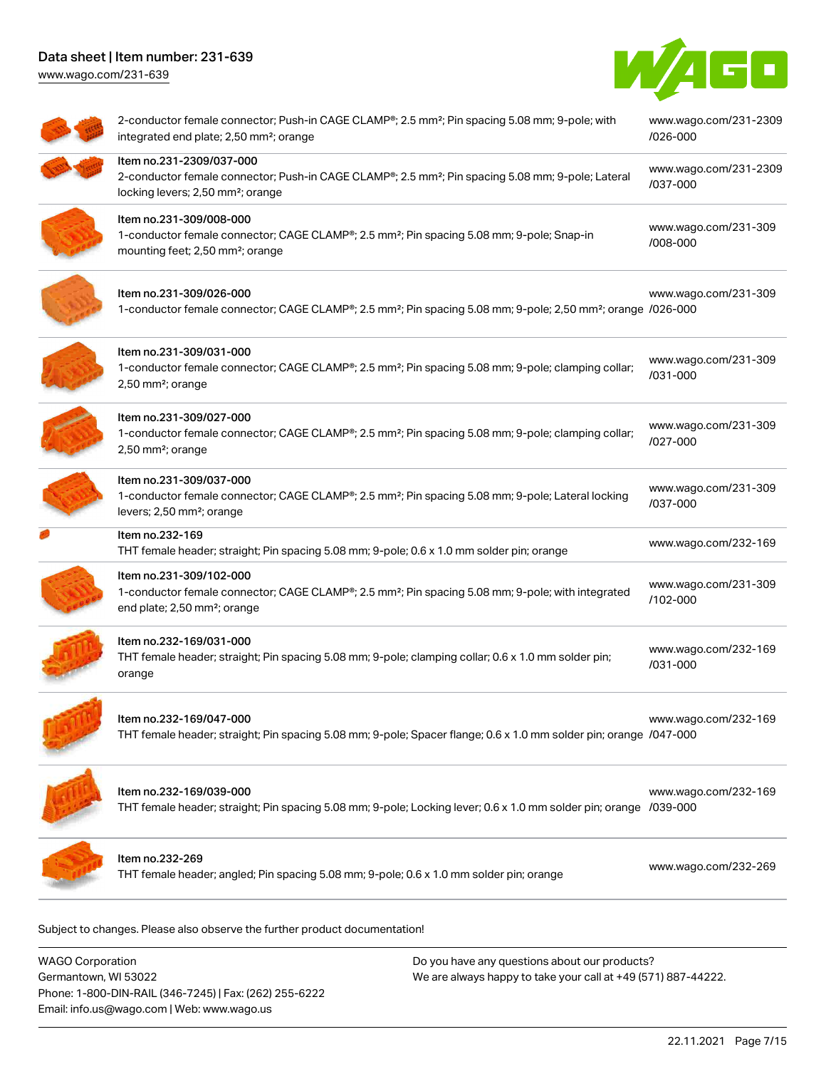| Description | Link |
| --- | --- |
| 2-conductor female connector; Push-in CAGE CLAMP®; 2.5 mm²; Pin spacing 5.08 mm; 9-pole; with integrated end plate; 2,50 mm²; orange | www.wago.com/231-2309/026-000 |
| Item no.231-2309/037-000<br>2-conductor female connector; Push-in CAGE CLAMP®; 2.5 mm²; Pin spacing 5.08 mm; 9-pole; Lateral locking levers; 2,50 mm²; orange | www.wago.com/231-2309/037-000 |
| Item no.231-309/008-000<br>1-conductor female connector; CAGE CLAMP®; 2.5 mm²; Pin spacing 5.08 mm; 9-pole; Snap-in mounting feet; 2,50 mm²; orange | www.wago.com/231-309/008-000 |
| Item no.231-309/026-000<br>1-conductor female connector; CAGE CLAMP®; 2.5 mm²; Pin spacing 5.08 mm; 9-pole; 2,50 mm²; orange | www.wago.com/231-309/026-000 |
| Item no.231-309/031-000<br>1-conductor female connector; CAGE CLAMP®; 2.5 mm²; Pin spacing 5.08 mm; 9-pole; clamping collar; 2,50 mm²; orange | www.wago.com/231-309/031-000 |
| Item no.231-309/027-000<br>1-conductor female connector; CAGE CLAMP®; 2.5 mm²; Pin spacing 5.08 mm; 9-pole; clamping collar; 2,50 mm²; orange | www.wago.com/231-309/027-000 |
| Item no.231-309/037-000<br>1-conductor female connector; CAGE CLAMP®; 2.5 mm²; Pin spacing 5.08 mm; 9-pole; Lateral locking levers; 2,50 mm²; orange | www.wago.com/231-309/037-000 |
| Item no.232-169<br>THT female header; straight; Pin spacing 5.08 mm; 9-pole; 0.6 x 1.0 mm solder pin; orange | www.wago.com/232-169 |
| Item no.231-309/102-000<br>1-conductor female connector; CAGE CLAMP®; 2.5 mm²; Pin spacing 5.08 mm; 9-pole; with integrated end plate; 2,50 mm²; orange | www.wago.com/231-309/102-000 |
| Item no.232-169/031-000<br>THT female header; straight; Pin spacing 5.08 mm; 9-pole; clamping collar; 0.6 x 1.0 mm solder pin; orange | www.wago.com/232-169/031-000 |
| Item no.232-169/047-000<br>THT female header; straight; Pin spacing 5.08 mm; 9-pole; Spacer flange; 0.6 x 1.0 mm solder pin; orange | www.wago.com/232-169/047-000 |
| Item no.232-169/039-000<br>THT female header; straight; Pin spacing 5.08 mm; 9-pole; Locking lever; 0.6 x 1.0 mm solder pin; orange | www.wago.com/232-169/039-000 |
| Item no.232-269<br>THT female header; angled; Pin spacing 5.08 mm; 9-pole; 0.6 x 1.0 mm solder pin; orange | www.wago.com/232-269 |

Subject to changes. Please also observe the further product documentation!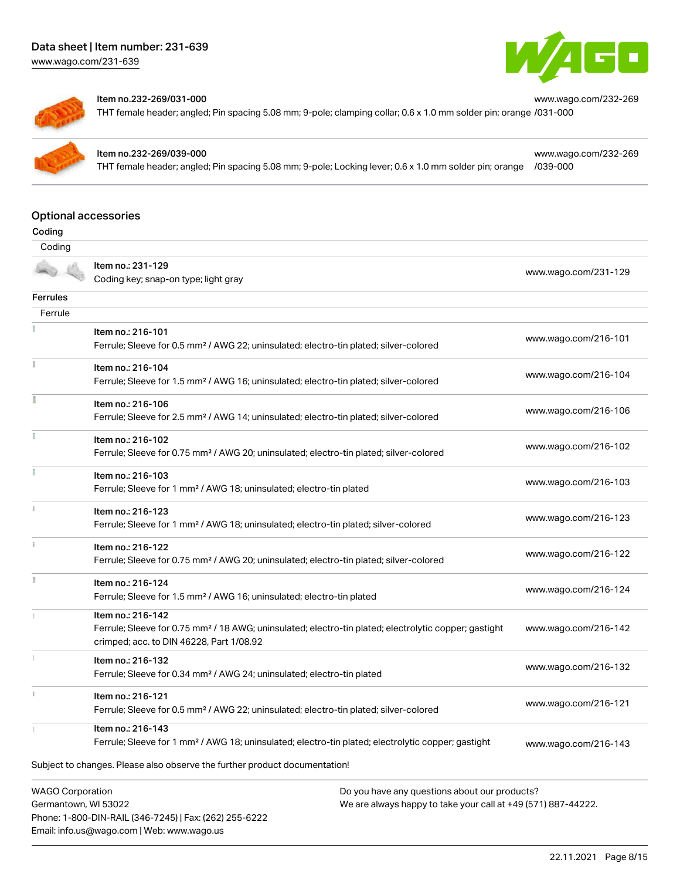| Item | Description | Link |
| --- | --- | --- |
| Item no.232-269/031-000 | THT female header; angled; Pin spacing 5.08 mm; 9-pole; clamping collar; 0.6 x 1.0 mm solder pin; orange | www.wago.com/232-269/031-000 |
| Item no.232-269/039-000 | THT female header; angled; Pin spacing 5.08 mm; 9-pole; Locking lever; 0.6 x 1.0 mm solder pin; orange | www.wago.com/232-269/039-000 |

## Optional accessories

### Coding

| Coding | |
| --- | --- |
| Item no.: 231-129<br>Coding key; snap-on type; light gray | www.wago.com/231-129 |

### Ferrules

| Ferrule | |
| --- | --- |
| Item no.: 216-101<br>Ferrule; Sleeve for 0.5 mm² / AWG 22; uninsulated; electro-tin plated; silver-colored | www.wago.com/216-101 |
| Item no.: 216-104<br>Ferrule; Sleeve for 1.5 mm² / AWG 16; uninsulated; electro-tin plated; silver-colored | www.wago.com/216-104 |
| Item no.: 216-106<br>Ferrule; Sleeve for 2.5 mm² / AWG 14; uninsulated; electro-tin plated; silver-colored | www.wago.com/216-106 |
| Item no.: 216-102<br>Ferrule; Sleeve for 0.75 mm² / AWG 20; uninsulated; electro-tin plated; silver-colored | www.wago.com/216-102 |
| Item no.: 216-103<br>Ferrule; Sleeve for 1 mm² / AWG 18; uninsulated; electro-tin plated | www.wago.com/216-103 |
| Item no.: 216-123<br>Ferrule; Sleeve for 1 mm² / AWG 18; uninsulated; electro-tin plated; silver-colored | www.wago.com/216-123 |
| Item no.: 216-122<br>Ferrule; Sleeve for 0.75 mm² / AWG 20; uninsulated; electro-tin plated; silver-colored | www.wago.com/216-122 |
| Item no.: 216-124<br>Ferrule; Sleeve for 1.5 mm² / AWG 16; uninsulated; electro-tin plated | www.wago.com/216-124 |
| Item no.: 216-142<br>Ferrule; Sleeve for 0.75 mm² / 18 AWG; uninsulated; electro-tin plated; electrolytic copper; gastight crimped; acc. to DIN 46228, Part 1/08.92 | www.wago.com/216-142 |
| Item no.: 216-132<br>Ferrule; Sleeve for 0.34 mm² / AWG 24; uninsulated; electro-tin plated | www.wago.com/216-132 |
| Item no.: 216-121<br>Ferrule; Sleeve for 0.5 mm² / AWG 22; uninsulated; electro-tin plated; silver-colored | www.wago.com/216-121 |
| Item no.: 216-143<br>Ferrule; Sleeve for 1 mm² / AWG 18; uninsulated; electro-tin plated; electrolytic copper; gastight | www.wago.com/216-143 |

Subject to changes. Please also observe the further product documentation!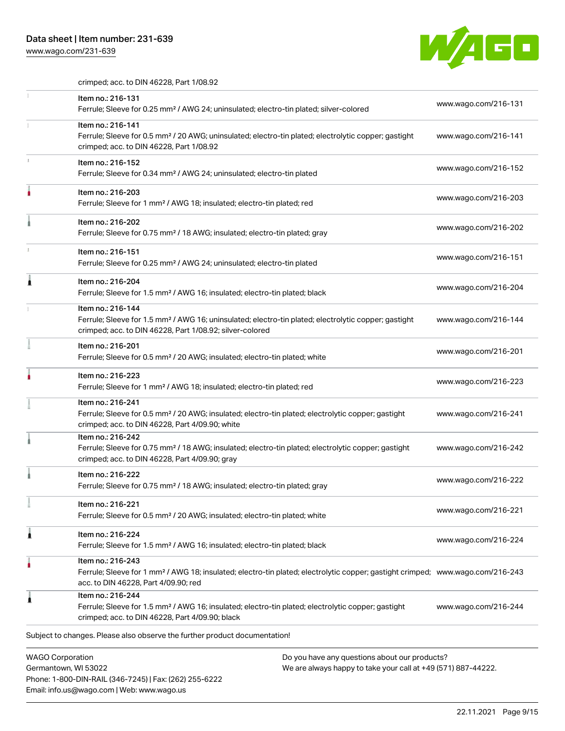crimped; acc. to DIN 46228, Part 1/08.92

| | | |
|---|---|---|
| | Item no.: 216-131<br>Ferrule; Sleeve for 0.25 mm² / AWG 24; uninsulated; electro-tin plated; silver-colored | www.wago.com/216-131 |
| | Item no.: 216-141<br>Ferrule; Sleeve for 0.5 mm² / 20 AWG; uninsulated; electro-tin plated; electrolytic copper; gastight crimped; acc. to DIN 46228, Part 1/08.92 | www.wago.com/216-141 |
| | Item no.: 216-152<br>Ferrule; Sleeve for 0.34 mm² / AWG 24; uninsulated; electro-tin plated | www.wago.com/216-152 |
| | Item no.: 216-203<br>Ferrule; Sleeve for 1 mm² / AWG 18; insulated; electro-tin plated; red | www.wago.com/216-203 |
| | Item no.: 216-202<br>Ferrule; Sleeve for 0.75 mm² / 18 AWG; insulated; electro-tin plated; gray | www.wago.com/216-202 |
| | Item no.: 216-151<br>Ferrule; Sleeve for 0.25 mm² / AWG 24; uninsulated; electro-tin plated | www.wago.com/216-151 |
| | Item no.: 216-204<br>Ferrule; Sleeve for 1.5 mm² / AWG 16; insulated; electro-tin plated; black | www.wago.com/216-204 |
| | Item no.: 216-144<br>Ferrule; Sleeve for 1.5 mm² / AWG 16; uninsulated; electro-tin plated; electrolytic copper; gastight crimped; acc. to DIN 46228, Part 1/08.92; silver-colored | www.wago.com/216-144 |
| | Item no.: 216-201<br>Ferrule; Sleeve for 0.5 mm² / 20 AWG; insulated; electro-tin plated; white | www.wago.com/216-201 |
| | Item no.: 216-223<br>Ferrule; Sleeve for 1 mm² / AWG 18; insulated; electro-tin plated; red | www.wago.com/216-223 |
| | Item no.: 216-241<br>Ferrule; Sleeve for 0.5 mm² / 20 AWG; insulated; electro-tin plated; electrolytic copper; gastight crimped; acc. to DIN 46228, Part 4/09.90; white | www.wago.com/216-241 |
| | Item no.: 216-242<br>Ferrule; Sleeve for 0.75 mm² / 18 AWG; insulated; electro-tin plated; electrolytic copper; gastight crimped; acc. to DIN 46228, Part 4/09.90; gray | www.wago.com/216-242 |
| | Item no.: 216-222<br>Ferrule; Sleeve for 0.75 mm² / 18 AWG; insulated; electro-tin plated; gray | www.wago.com/216-222 |
| | Item no.: 216-221<br>Ferrule; Sleeve for 0.5 mm² / 20 AWG; insulated; electro-tin plated; white | www.wago.com/216-221 |
| | Item no.: 216-224<br>Ferrule; Sleeve for 1.5 mm² / AWG 16; insulated; electro-tin plated; black | www.wago.com/216-224 |
| | Item no.: 216-243<br>Ferrule; Sleeve for 1 mm² / AWG 18; insulated; electro-tin plated; electrolytic copper; gastight crimped; acc. to DIN 46228, Part 4/09.90; red | www.wago.com/216-243 |
| | Item no.: 216-244<br>Ferrule; Sleeve for 1.5 mm² / AWG 16; insulated; electro-tin plated; electrolytic copper; gastight crimped; acc. to DIN 46228, Part 4/09.90; black | www.wago.com/216-244 |

Subject to changes. Please also observe the further product documentation!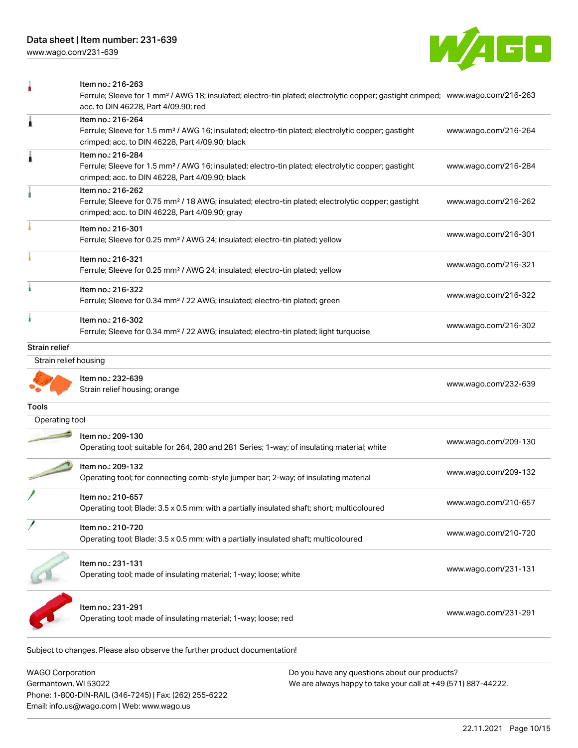| | | |
|---|---|---|
| | Item no.: 216-263<br>Ferrule; Sleeve for 1 mm² / AWG 18; insulated; electro-tin plated; electrolytic copper; gastight crimped; acc. to DIN 46228, Part 4/09.90; red | www.wago.com/216-263 |
| | Item no.: 216-264<br>Ferrule; Sleeve for 1.5 mm² / AWG 16; insulated; electro-tin plated; electrolytic copper; gastight crimped; acc. to DIN 46228, Part 4/09.90; black | www.wago.com/216-264 |
| | Item no.: 216-284<br>Ferrule; Sleeve for 1.5 mm² / AWG 16; insulated; electro-tin plated; electrolytic copper; gastight crimped; acc. to DIN 46228, Part 4/09.90; black | www.wago.com/216-284 |
| | Item no.: 216-262<br>Ferrule; Sleeve for 0.75 mm² / 18 AWG; insulated; electro-tin plated; electrolytic copper; gastight crimped; acc. to DIN 46228, Part 4/09.90; gray | www.wago.com/216-262 |
| | Item no.: 216-301<br>Ferrule; Sleeve for 0.25 mm² / AWG 24; insulated; electro-tin plated; yellow | www.wago.com/216-301 |
| | Item no.: 216-321<br>Ferrule; Sleeve for 0.25 mm² / AWG 24; insulated; electro-tin plated; yellow | www.wago.com/216-321 |
| | Item no.: 216-322<br>Ferrule; Sleeve for 0.34 mm² / 22 AWG; insulated; electro-tin plated; green | www.wago.com/216-322 |
| | Item no.: 216-302<br>Ferrule; Sleeve for 0.34 mm² / 22 AWG; insulated; electro-tin plated; light turquoise | www.wago.com/216-302 |

**Strain relief**

Strain relief housing

| | | |
|---|---|---|
| | Item no.: 232-639<br>Strain relief housing; orange | www.wago.com/232-639 |

**Tools**

Operating tool

| | | |
|---|---|---|
| | Item no.: 209-130<br>Operating tool; suitable for 264, 280 and 281 Series; 1-way; of insulating material; white | www.wago.com/209-130 |
| | Item no.: 209-132<br>Operating tool; for connecting comb-style jumper bar; 2-way; of insulating material | www.wago.com/209-132 |
| | Item no.: 210-657<br>Operating tool; Blade: 3.5 x 0.5 mm; with a partially insulated shaft; short; multicoloured | www.wago.com/210-657 |
| | Item no.: 210-720<br>Operating tool; Blade: 3.5 x 0.5 mm; with a partially insulated shaft; multicoloured | www.wago.com/210-720 |
| | Item no.: 231-131<br>Operating tool; made of insulating material; 1-way; loose; white | www.wago.com/231-131 |
| | Item no.: 231-291<br>Operating tool; made of insulating material; 1-way; loose; red | www.wago.com/231-291 |

Subject to changes. Please also observe the further product documentation!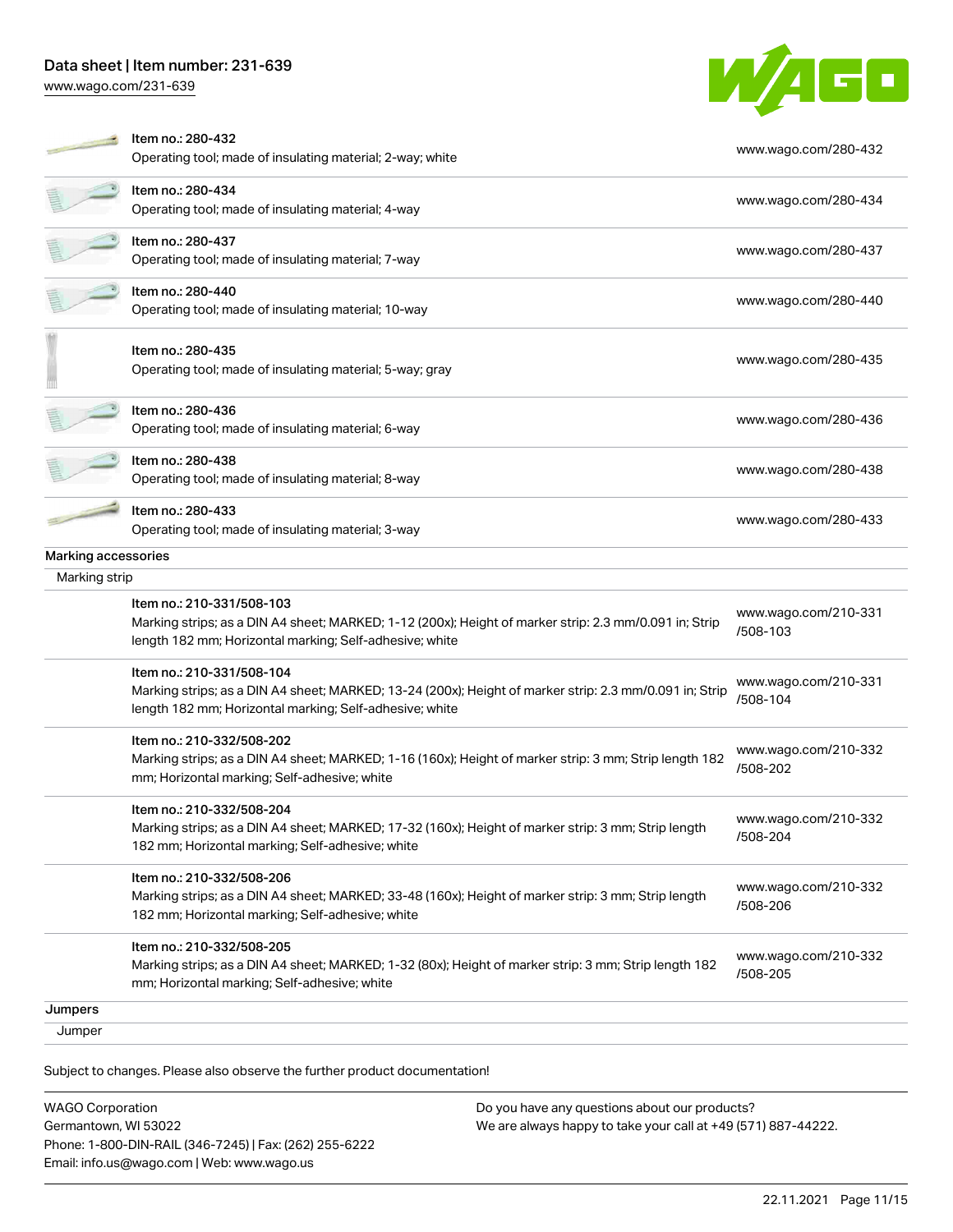| Item | URL |
| --- | --- |
| Item no.: 280-432<br>Operating tool; made of insulating material; 2-way; white | www.wago.com/280-432 |
| Item no.: 280-434<br>Operating tool; made of insulating material; 4-way | www.wago.com/280-434 |
| Item no.: 280-437<br>Operating tool; made of insulating material; 7-way | www.wago.com/280-437 |
| Item no.: 280-440<br>Operating tool; made of insulating material; 10-way | www.wago.com/280-440 |
| Item no.: 280-435<br>Operating tool; made of insulating material; 5-way; gray | www.wago.com/280-435 |
| Item no.: 280-436<br>Operating tool; made of insulating material; 6-way | www.wago.com/280-436 |
| Item no.: 280-438<br>Operating tool; made of insulating material; 8-way | www.wago.com/280-438 |
| Item no.: 280-433<br>Operating tool; made of insulating material; 3-way | www.wago.com/280-433 |

**Marking accessories**

Marking strip

| Item | URL |
| --- | --- |
| Item no.: 210-331/508-103<br>Marking strips; as a DIN A4 sheet; MARKED; 1-12 (200x); Height of marker strip: 2.3 mm/0.091 in; Strip length 182 mm; Horizontal marking; Self-adhesive; white | www.wago.com/210-331/508-103 |
| Item no.: 210-331/508-104<br>Marking strips; as a DIN A4 sheet; MARKED; 13-24 (200x); Height of marker strip: 2.3 mm/0.091 in; Strip length 182 mm; Horizontal marking; Self-adhesive; white | www.wago.com/210-331/508-104 |
| Item no.: 210-332/508-202<br>Marking strips; as a DIN A4 sheet; MARKED; 1-16 (160x); Height of marker strip: 3 mm; Strip length 182 mm; Horizontal marking; Self-adhesive; white | www.wago.com/210-332/508-202 |
| Item no.: 210-332/508-204<br>Marking strips; as a DIN A4 sheet; MARKED; 17-32 (160x); Height of marker strip: 3 mm; Strip length 182 mm; Horizontal marking; Self-adhesive; white | www.wago.com/210-332/508-204 |
| Item no.: 210-332/508-206<br>Marking strips; as a DIN A4 sheet; MARKED; 33-48 (160x); Height of marker strip: 3 mm; Strip length 182 mm; Horizontal marking; Self-adhesive; white | www.wago.com/210-332/508-206 |
| Item no.: 210-332/508-205<br>Marking strips; as a DIN A4 sheet; MARKED; 1-32 (80x); Height of marker strip: 3 mm; Strip length 182 mm; Horizontal marking; Self-adhesive; white | www.wago.com/210-332/508-205 |

**Jumpers**

Jumper

Subject to changes. Please also observe the further product documentation!

WAGO Corporation
Germantown, WI 53022
Phone: 1-800-DIN-RAIL (346-7245) | Fax: (262) 255-6222
Email: info.us@wago.com | Web: www.wago.us

Do you have any questions about our products?
We are always happy to take your call at +49 (571) 887-44222.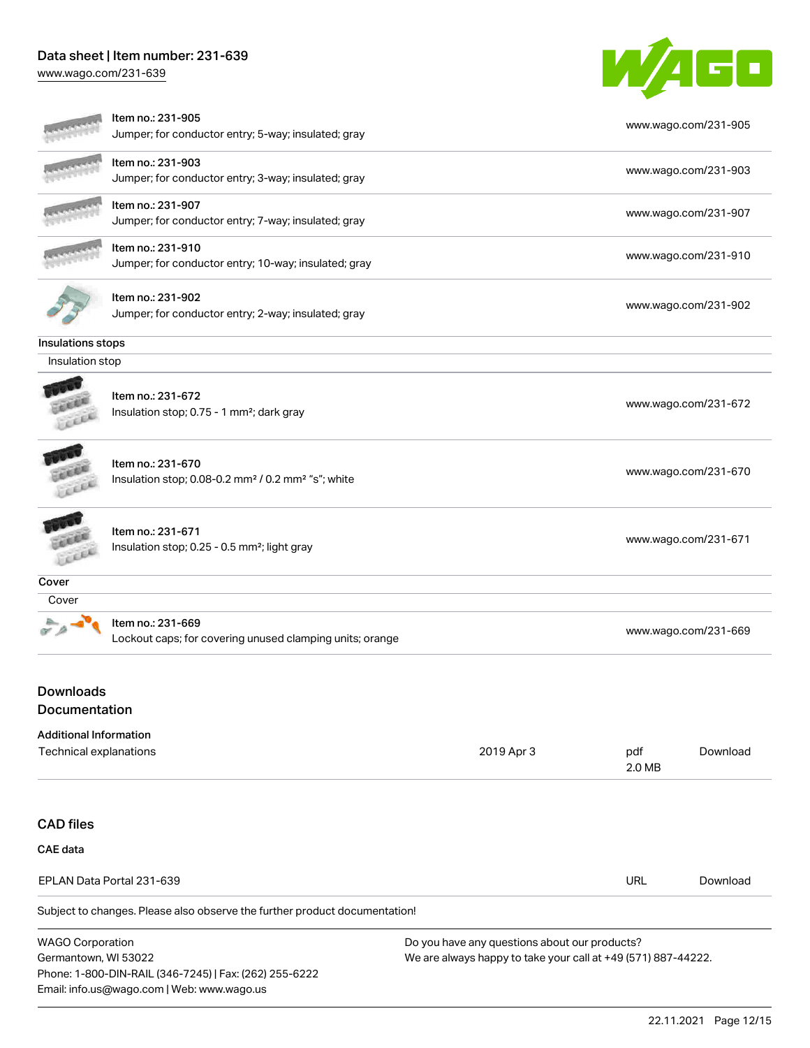| | | |
|---|---|---|
| | Item no.: 231-905<br>Jumper; for conductor entry; 5-way; insulated; gray | www.wago.com/231-905 |
| | Item no.: 231-903<br>Jumper; for conductor entry; 3-way; insulated; gray | www.wago.com/231-903 |
| | Item no.: 231-907<br>Jumper; for conductor entry; 7-way; insulated; gray | www.wago.com/231-907 |
| | Item no.: 231-910<br>Jumper; for conductor entry; 10-way; insulated; gray | www.wago.com/231-910 |
| | Item no.: 231-902<br>Jumper; for conductor entry; 2-way; insulated; gray | www.wago.com/231-902 |

**Insulations stops**

Insulation stop

| | | |
|---|---|---|
| | Item no.: 231-672<br>Insulation stop; 0.75 - 1 mm²; dark gray | www.wago.com/231-672 |
| | Item no.: 231-670<br>Insulation stop; 0.08-0.2 mm² / 0.2 mm² "s"; white | www.wago.com/231-670 |
| | Item no.: 231-671<br>Insulation stop; 0.25 - 0.5 mm²; light gray | www.wago.com/231-671 |

**Cover**

Cover

| | | |
|---|---|---|
| | Item no.: 231-669<br>Lockout caps; for covering unused clamping units; orange | www.wago.com/231-669 |

## Downloads

## Documentation

**Additional Information**

| | | | |
|---|---|---|---|
| Technical explanations | 2019 Apr 3 | pdf<br>2.0 MB | Download |

## CAD files

**CAE data**

| | | |
|---|---|---|
| EPLAN Data Portal 231-639 | URL | Download |

Subject to changes. Please also observe the further product documentation!

WAGO Corporation
Germantown, WI 53022
Phone: 1-800-DIN-RAIL (346-7245) | Fax: (262) 255-6222
Email: info.us@wago.com | Web: www.wago.us

Do you have any questions about our products?
We are always happy to take your call at +49 (571) 887-44222.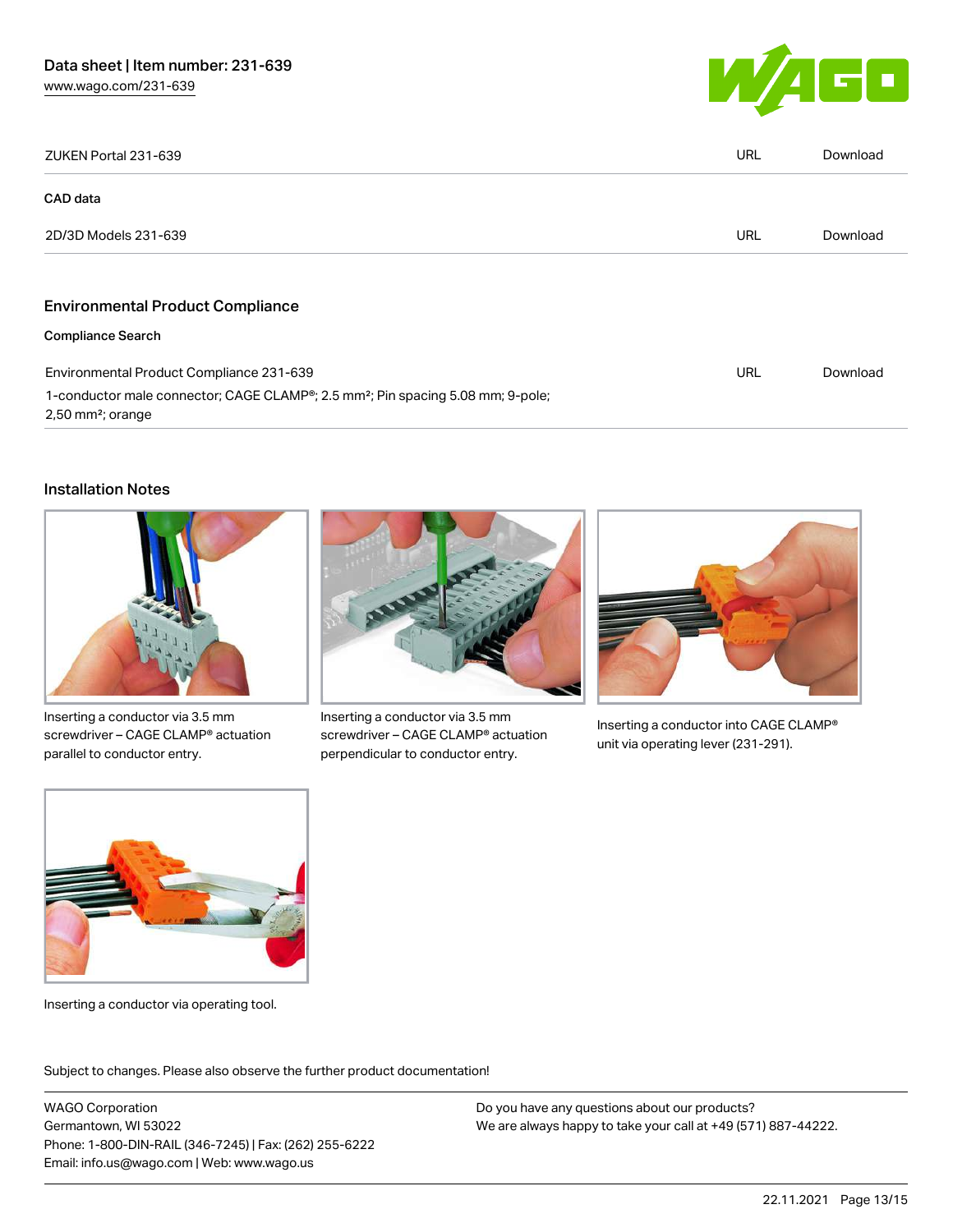| ZUKEN Portal 231-639 | URL | Download |
| --- | --- | --- |

**CAD data**

| 2D/3D Models 231-639 | URL | Download |
| --- | --- | --- |

## Environmental Product Compliance

**Compliance Search**

| Environmental Product Compliance 231-639<br>1-conductor male connector; CAGE CLAMP®; 2.5 mm²; Pin spacing 5.08 mm; 9-pole; 2,50 mm²; orange | URL | Download |
| --- | --- | --- |

## Installation Notes

Inserting a conductor via 3.5 mm screwdriver – CAGE CLAMP® actuation parallel to conductor entry.

Inserting a conductor via 3.5 mm screwdriver – CAGE CLAMP® actuation perpendicular to conductor entry.

Inserting a conductor into CAGE CLAMP® unit via operating lever (231-291).

Inserting a conductor via operating tool.

Subject to changes. Please also observe the further product documentation!

WAGO Corporation
Germantown, WI 53022
Phone: 1-800-DIN-RAIL (346-7245) | Fax: (262) 255-6222
Email: info.us@wago.com | Web: www.wago.us

Do you have any questions about our products?
We are always happy to take your call at +49 (571) 887-44222.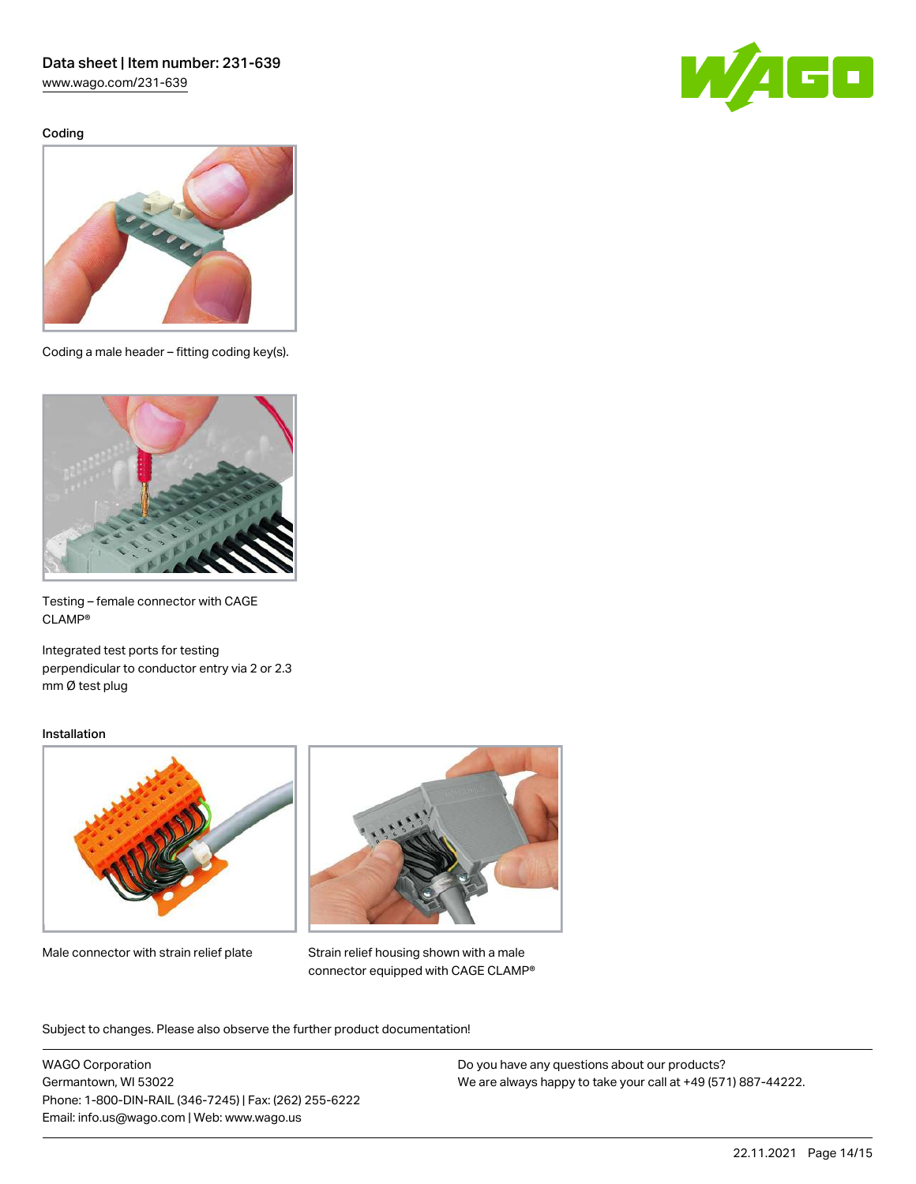### Coding

Coding a male header – fitting coding key(s).

Testing – female connector with CAGE CLAMP®

Integrated test ports for testing perpendicular to conductor entry via 2 or 2.3 mm Ø test plug

### Installation

Male connector with strain relief plate

Strain relief housing shown with a male connector equipped with CAGE CLAMP®

Subject to changes. Please also observe the further product documentation!

WAGO Corporation
Germantown, WI 53022
Phone: 1-800-DIN-RAIL (346-7245) | Fax: (262) 255-6222
Email: info.us@wago.com | Web: www.wago.us

Do you have any questions about our products?
We are always happy to take your call at +49 (571) 887-44222.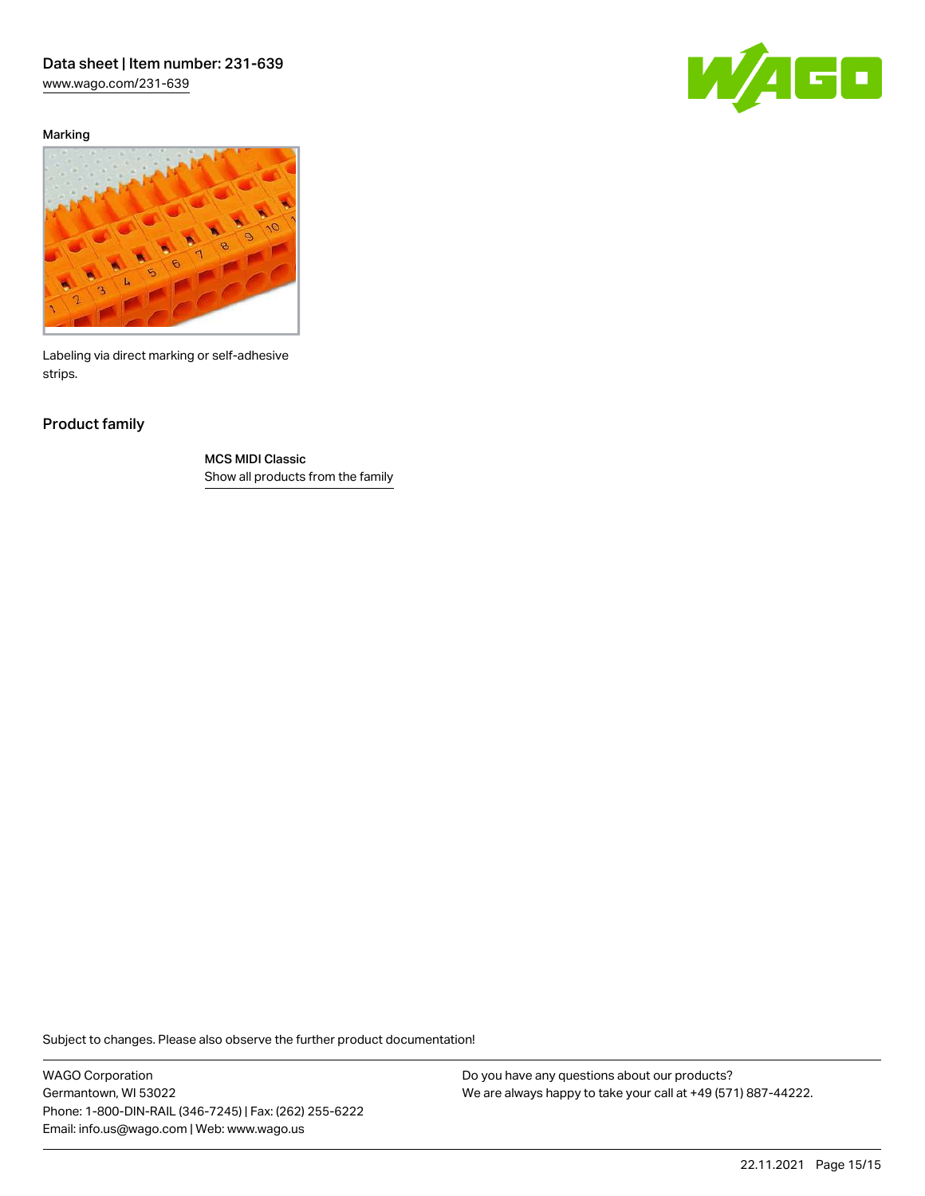Marking

Labeling via direct marking or self-adhesive strips.

## Product family

MCS MIDI Classic
Show all products from the family

Subject to changes. Please also observe the further product documentation!

WAGO Corporation
Germantown, WI 53022
Phone: 1-800-DIN-RAIL (346-7245) | Fax: (262) 255-6222
Email: info.us@wago.com | Web: www.wago.us

Do you have any questions about our products?
We are always happy to take your call at +49 (571) 887-44222.